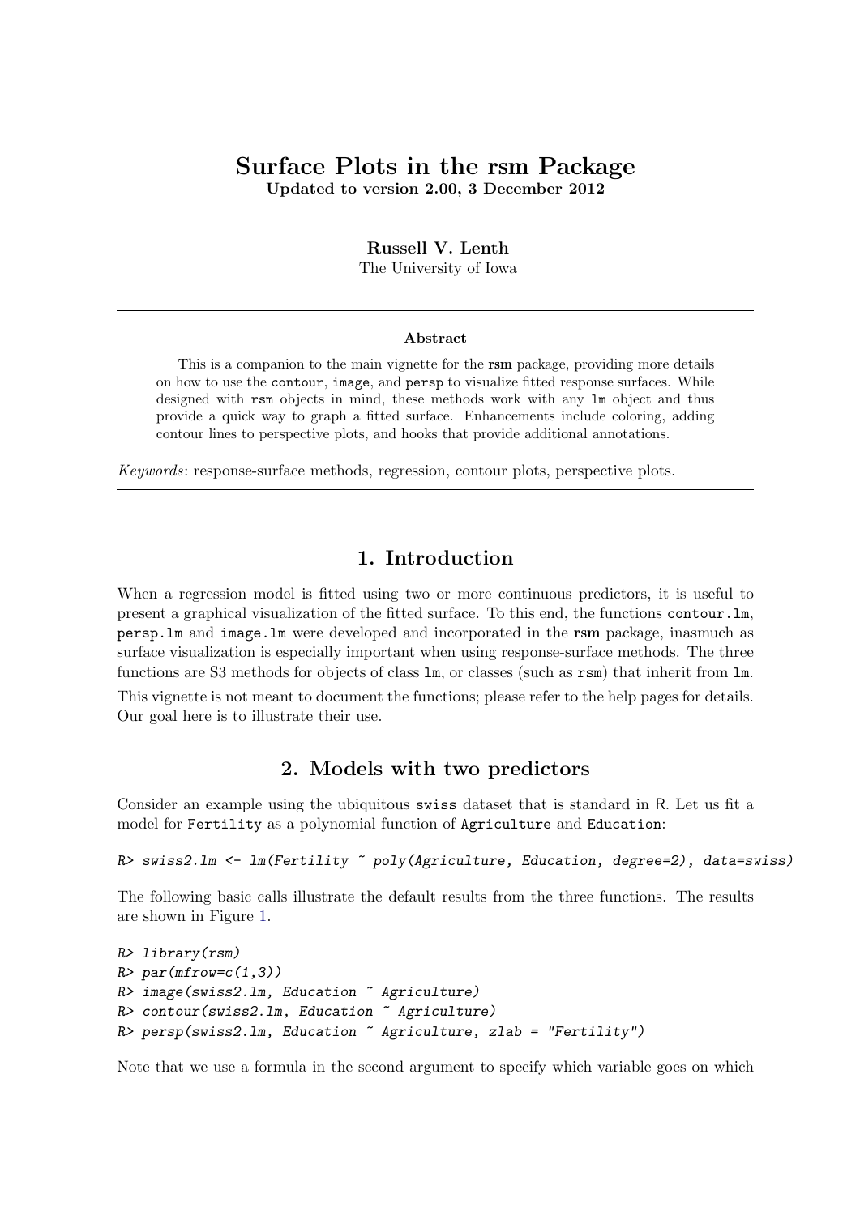# Surface Plots in the rsm Package

**Updated to version 2.00, 3 December 2012**

**Russell V. Lenth**
The University of Iowa

---

**Abstract**

This is a companion to the main vignette for the **rsm** package, providing more details on how to use the `contour`, `image`, and `persp` to visualize fitted response surfaces. While designed with `rsm` objects in mind, these methods work with any `lm` object and thus provide a quick way to graph a fitted surface. Enhancements include coloring, adding contour lines to perspective plots, and hooks that provide additional annotations.

*Keywords*: response-surface methods, regression, contour plots, perspective plots.

---

## 1. Introduction

When a regression model is fitted using two or more continuous predictors, it is useful to present a graphical visualization of the fitted surface. To this end, the functions `contour.lm`, `persp.lm` and `image.lm` were developed and incorporated in the **rsm** package, inasmuch as surface visualization is especially important when using response-surface methods. The three functions are S3 methods for objects of class `lm`, or classes (such as `rsm`) that inherit from `lm`. This vignette is not meant to document the functions; please refer to the help pages for details. Our goal here is to illustrate their use.

## 2. Models with two predictors

Consider an example using the ubiquitous `swiss` dataset that is standard in R. Let us fit a model for `Fertility` as a polynomial function of `Agriculture` and `Education`:

```
R> swiss2.lm <- lm(Fertility ~ poly(Agriculture, Education, degree=2), data=swiss)
```

The following basic calls illustrate the default results from the three functions. The results are shown in Figure 1.

```
R> library(rsm)
R> par(mfrow=c(1,3))
R> image(swiss2.lm, Education ~ Agriculture)
R> contour(swiss2.lm, Education ~ Agriculture)
R> persp(swiss2.lm, Education ~ Agriculture, zlab = "Fertility")
```

Note that we use a formula in the second argument to specify which variable goes on which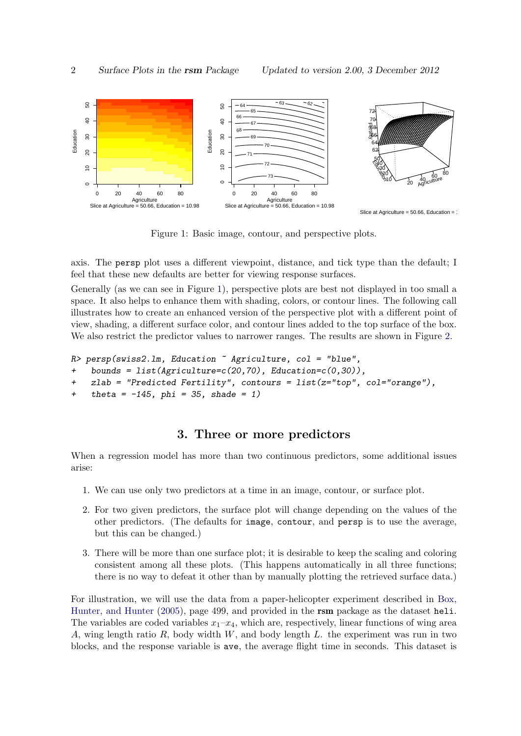Figure 1: Basic image, contour, and perspective plots.

axis. The persp plot uses a different viewpoint, distance, and tick type than the default; I feel that these new defaults are better for viewing response surfaces.

Generally (as we can see in Figure 1), perspective plots are best not displayed in too small a space. It also helps to enhance them with shading, colors, or contour lines. The following call illustrates how to create an enhanced version of the perspective plot with a different point of view, shading, a different surface color, and contour lines added to the top surface of the box. We also restrict the predictor values to narrower ranges. The results are shown in Figure 2.

```
R> persp(swiss2.lm, Education ~ Agriculture, col = "blue",
+    bounds = list(Agriculture=c(20,70), Education=c(0,30)),
+    zlab = "Predicted Fertility", contours = list(z="top", col="orange"),
+    theta = -145, phi = 35, shade = 1)
```

## 3. Three or more predictors

When a regression model has more than two continuous predictors, some additional issues arise:

1. We can use only two predictors at a time in an image, contour, or surface plot.
2. For two given predictors, the surface plot will change depending on the values of the other predictors. (The defaults for image, contour, and persp is to use the average, but this can be changed.)
3. There will be more than one surface plot; it is desirable to keep the scaling and coloring consistent among all these plots. (This happens automatically in all three functions; there is no way to defeat it other than by manually plotting the retrieved surface data.)

For illustration, we will use the data from a paper-helicopter experiment described in Box, Hunter, and Hunter (2005), page 499, and provided in the **rsm** package as the dataset heli. The variables are coded variables $x_1$–$x_4$, which are, respectively, linear functions of wing area $A$, wing length ratio $R$, body width $W$, and body length $L$. the experiment was run in two blocks, and the response variable is ave, the average flight time in seconds. This dataset is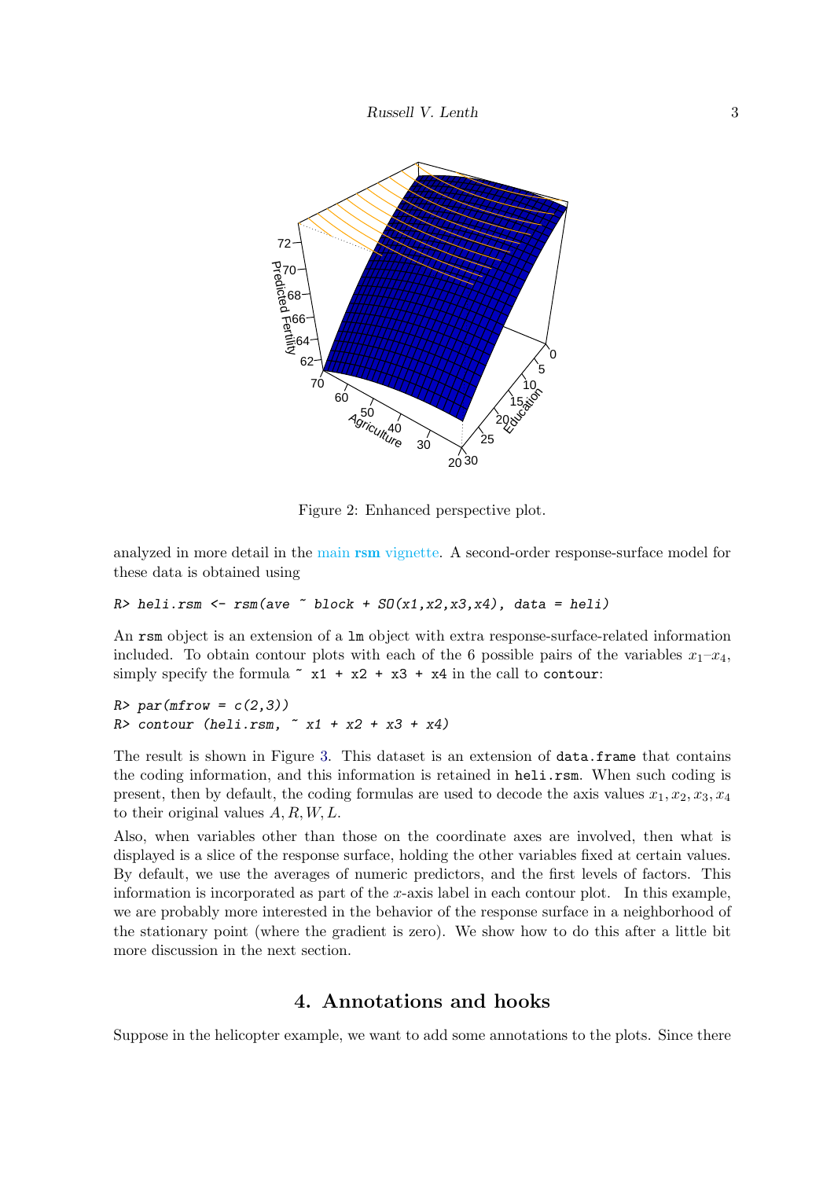Figure 2: Enhanced perspective plot.

analyzed in more detail in the main **rsm** vignette. A second-order response-surface model for these data is obtained using

```
R> heli.rsm <- rsm(ave ~ block + SO(x1,x2,x3,x4), data = heli)
```

An `rsm` object is an extension of a `lm` object with extra response-surface-related information included. To obtain contour plots with each of the 6 possible pairs of the variables $x_1$–$x_4$, simply specify the formula `~ x1 + x2 + x3 + x4` in the call to `contour`:

```
R> par(mfrow = c(2,3))
R> contour (heli.rsm, ~ x1 + x2 + x3 + x4)
```

The result is shown in Figure 3. This dataset is an extension of `data.frame` that contains the coding information, and this information is retained in `heli.rsm`. When such coding is present, then by default, the coding formulas are used to decode the axis values $x_1, x_2, x_3, x_4$ to their original values $A, R, W, L$.

Also, when variables other than those on the coordinate axes are involved, then what is displayed is a slice of the response surface, holding the other variables fixed at certain values. By default, we use the averages of numeric predictors, and the first levels of factors. This information is incorporated as part of the $x$-axis label in each contour plot. In this example, we are probably more interested in the behavior of the response surface in a neighborhood of the stationary point (where the gradient is zero). We show how to do this after a little bit more discussion in the next section.

## 4. Annotations and hooks

Suppose in the helicopter example, we want to add some annotations to the plots. Since there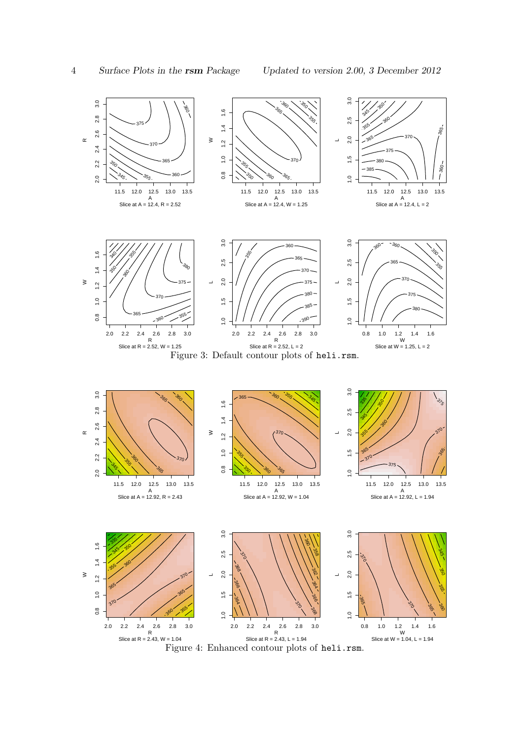Figure 3: Default contour plots of heli.rsm.

Figure 4: Enhanced contour plots of heli.rsm.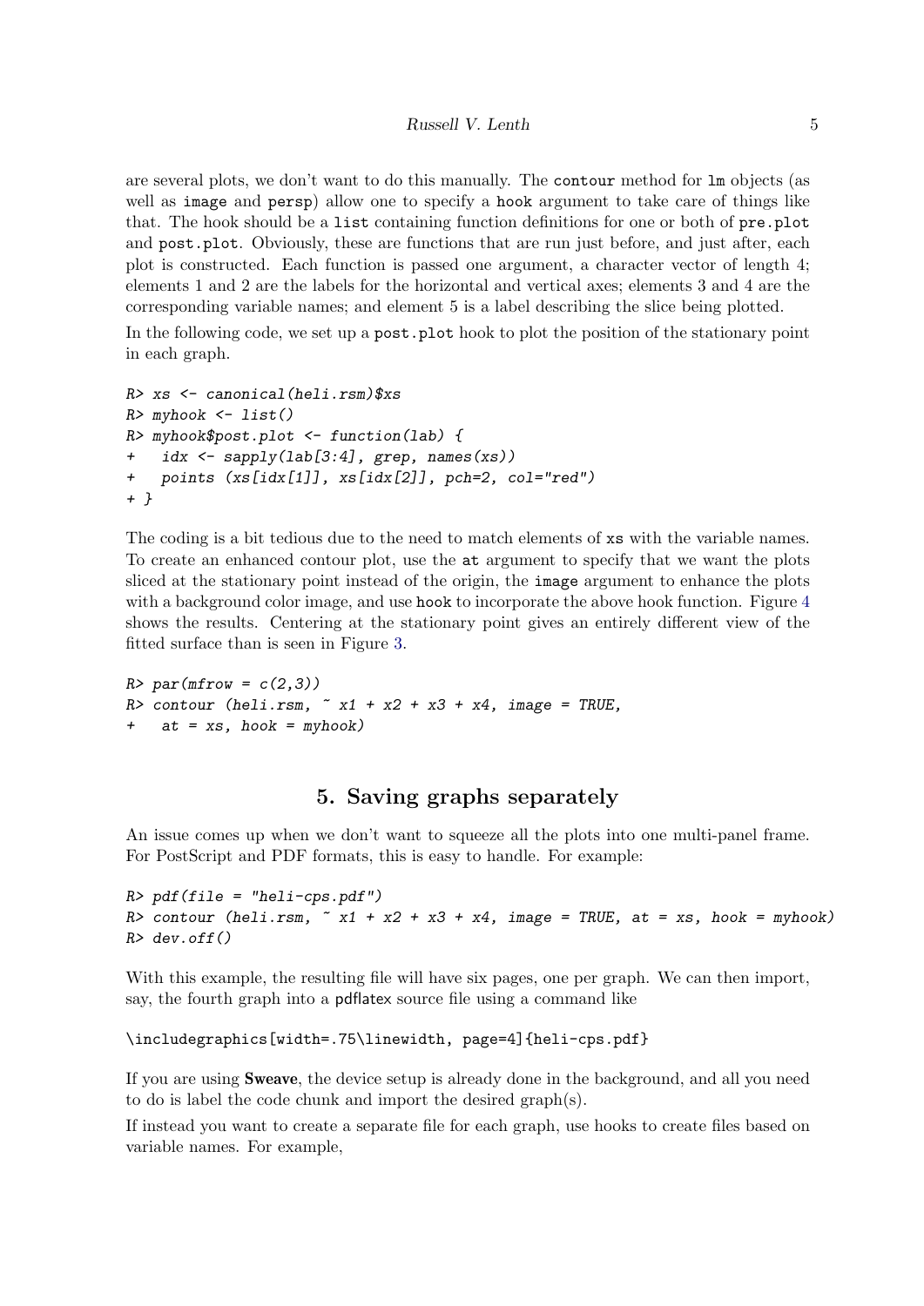are several plots, we don't want to do this manually. The `contour` method for `lm` objects (as well as `image` and `persp`) allow one to specify a `hook` argument to take care of things like that. The hook should be a `list` containing function definitions for one or both of `pre.plot` and `post.plot`. Obviously, these are functions that are run just before, and just after, each plot is constructed. Each function is passed one argument, a character vector of length 4; elements 1 and 2 are the labels for the horizontal and vertical axes; elements 3 and 4 are the corresponding variable names; and element 5 is a label describing the slice being plotted.

In the following code, we set up a `post.plot` hook to plot the position of the stationary point in each graph.

```
R> xs <- canonical(heli.rsm)$xs
R> myhook <- list()
R> myhook$post.plot <- function(lab) {
+   idx <- sapply(lab[3:4], grep, names(xs))
+   points (xs[idx[1]], xs[idx[2]], pch=2, col="red")
+ }
```

The coding is a bit tedious due to the need to match elements of `xs` with the variable names. To create an enhanced contour plot, use the `at` argument to specify that we want the plots sliced at the stationary point instead of the origin, the `image` argument to enhance the plots with a background color image, and use `hook` to incorporate the above hook function. Figure 4 shows the results. Centering at the stationary point gives an entirely different view of the fitted surface than is seen in Figure 3.

```
R> par(mfrow = c(2,3))
R> contour (heli.rsm, ~ x1 + x2 + x3 + x4, image = TRUE,
+   at = xs, hook = myhook)
```

## 5. Saving graphs separately

An issue comes up when we don't want to squeeze all the plots into one multi-panel frame. For PostScript and PDF formats, this is easy to handle. For example:

```
R> pdf(file = "heli-cps.pdf")
R> contour (heli.rsm, ~ x1 + x2 + x3 + x4, image = TRUE, at = xs, hook = myhook)
R> dev.off()
```

With this example, the resulting file will have six pages, one per graph. We can then import, say, the fourth graph into a pdflatex source file using a command like

```
\includegraphics[width=.75\linewidth, page=4]{heli-cps.pdf}
```

If you are using **Sweave**, the device setup is already done in the background, and all you need to do is label the code chunk and import the desired graph(s).

If instead you want to create a separate file for each graph, use hooks to create files based on variable names. For example,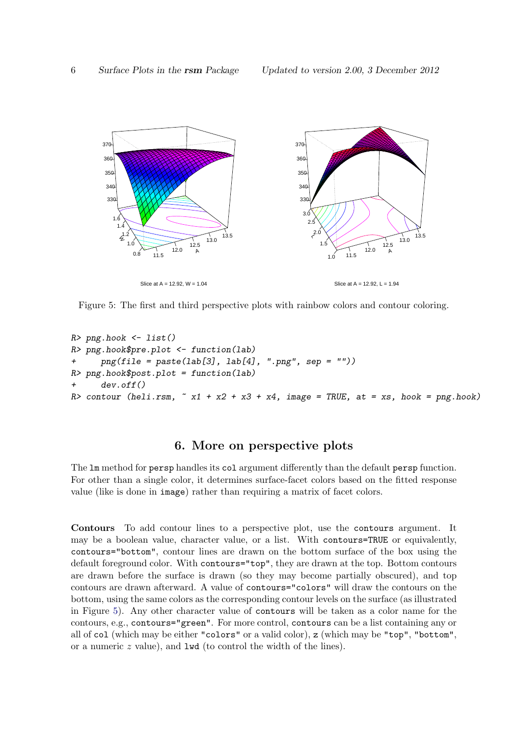Figure 5: The first and third perspective plots with rainbow colors and contour coloring.

```
R> png.hook <- list()
R> png.hook$pre.plot <- function(lab)
+     png(file = paste(lab[3], lab[4], ".png", sep = ""))
R> png.hook$post.plot = function(lab)
+     dev.off()
R> contour (heli.rsm, ~ x1 + x2 + x3 + x4, image = TRUE, at = xs, hook = png.hook)
```

## 6. More on perspective plots

The `lm` method for `persp` handles its `col` argument differently than the default `persp` function. For other than a single color, it determines surface-facet colors based on the fitted response value (like is done in `image`) rather than requiring a matrix of facet colors.

**Contours** To add contour lines to a perspective plot, use the `contours` argument. It may be a boolean value, character value, or a list. With `contours=TRUE` or equivalently, `contours="bottom"`, contour lines are drawn on the bottom surface of the box using the default foreground color. With `contours="top"`, they are drawn at the top. Bottom contours are drawn before the surface is drawn (so they may become partially obscured), and top contours are drawn afterward. A value of `contours="colors"` will draw the contours on the bottom, using the same colors as the corresponding contour levels on the surface (as illustrated in Figure 5). Any other character value of `contours` will be taken as a color name for the contours, e.g., `contours="green"`. For more control, `contours` can be a list containing any or all of `col` (which may be either `"colors"` or a valid color), `z` (which may be `"top"`, `"bottom"`, or a numeric $z$ value), and `lwd` (to control the width of the lines).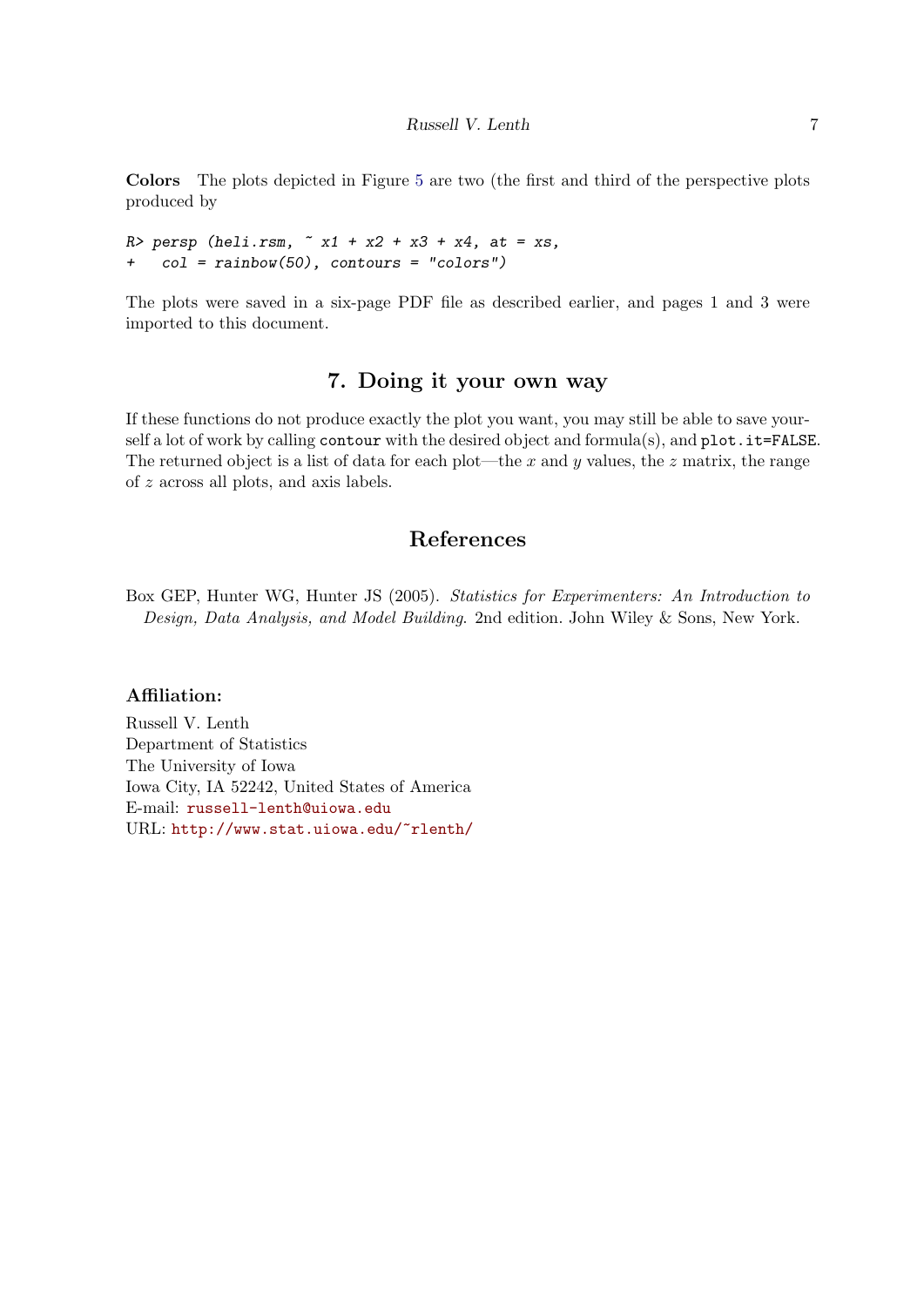**Colors** The plots depicted in Figure 5 are two (the first and third of the perspective plots produced by

```
R> persp (heli.rsm, ~ x1 + x2 + x3 + x4, at = xs,
+   col = rainbow(50), contours = "colors")
```

The plots were saved in a six-page PDF file as described earlier, and pages 1 and 3 were imported to this document.

## 7. Doing it your own way

If these functions do not produce exactly the plot you want, you may still be able to save yourself a lot of work by calling `contour` with the desired object and formula(s), and `plot.it=FALSE`. The returned object is a list of data for each plot—the $x$ and $y$ values, the $z$ matrix, the range of $z$ across all plots, and axis labels.

## References

Box GEP, Hunter WG, Hunter JS (2005). *Statistics for Experimenters: An Introduction to Design, Data Analysis, and Model Building*. 2nd edition. John Wiley & Sons, New York.

**Affiliation:**

Russell V. Lenth
Department of Statistics
The University of Iowa
Iowa City, IA 52242, United States of America
E-mail: russell-lenth@uiowa.edu
URL: http://www.stat.uiowa.edu/~rlenth/